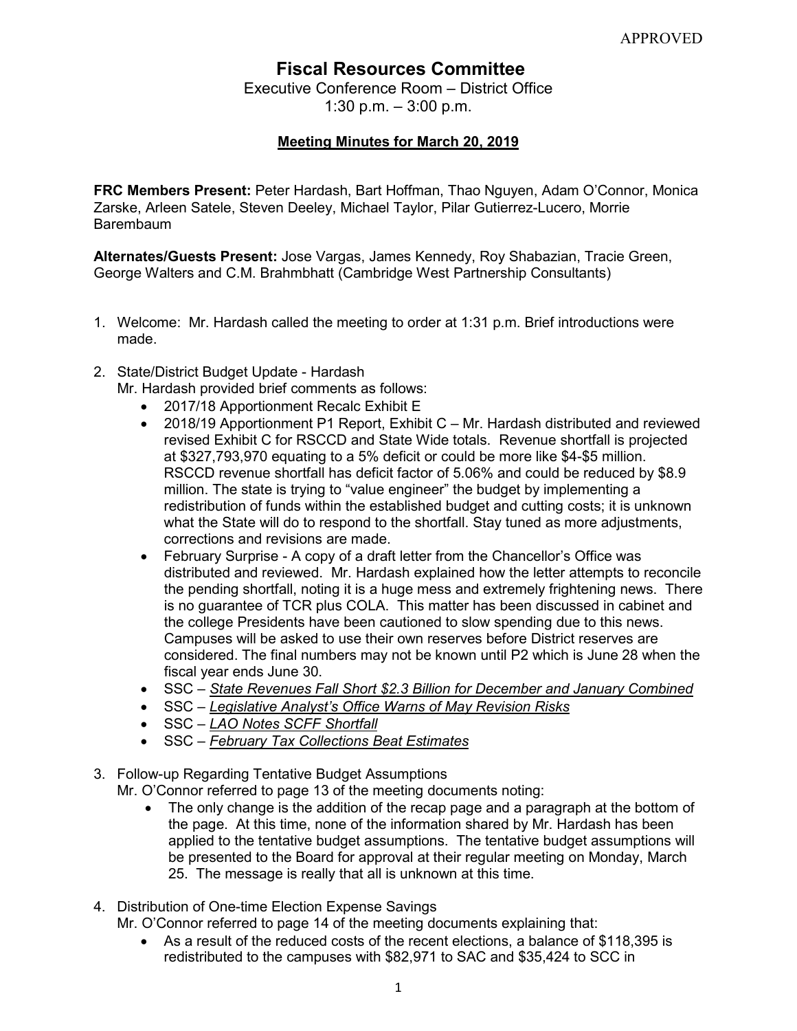APPROVED

# Fiscal Resources Committee

Executive Conference Room – District Office
1:30 p.m. – 3:00 p.m.

**Meeting Minutes for March 20, 2019**

**FRC Members Present:** Peter Hardash, Bart Hoffman, Thao Nguyen, Adam O'Connor, Monica Zarske, Arleen Satele, Steven Deeley, Michael Taylor, Pilar Gutierrez-Lucero, Morrie Barembaum

**Alternates/Guests Present:** Jose Vargas, James Kennedy, Roy Shabazian, Tracie Green, George Walters and C.M. Brahmbhatt (Cambridge West Partnership Consultants)

1. Welcome: Mr. Hardash called the meeting to order at 1:31 p.m. Brief introductions were made.

2. State/District Budget Update - Hardash
   Mr. Hardash provided brief comments as follows:
   - 2017/18 Apportionment Recalc Exhibit E
   - 2018/19 Apportionment P1 Report, Exhibit C – Mr. Hardash distributed and reviewed revised Exhibit C for RSCCD and State Wide totals. Revenue shortfall is projected at $327,793,970 equating to a 5% deficit or could be more like $4-$5 million. RSCCD revenue shortfall has deficit factor of 5.06% and could be reduced by $8.9 million. The state is trying to "value engineer" the budget by implementing a redistribution of funds within the established budget and cutting costs; it is unknown what the State will do to respond to the shortfall. Stay tuned as more adjustments, corrections and revisions are made.
   - February Surprise - A copy of a draft letter from the Chancellor's Office was distributed and reviewed. Mr. Hardash explained how the letter attempts to reconcile the pending shortfall, noting it is a huge mess and extremely frightening news. There is no guarantee of TCR plus COLA. This matter has been discussed in cabinet and the college Presidents have been cautioned to slow spending due to this news. Campuses will be asked to use their own reserves before District reserves are considered. The final numbers may not be known until P2 which is June 28 when the fiscal year ends June 30.
   - SSC – *State Revenues Fall Short $2.3 Billion for December and January Combined*
   - SSC – *Legislative Analyst's Office Warns of May Revision Risks*
   - SSC – *LAO Notes SCFF Shortfall*
   - SSC – *February Tax Collections Beat Estimates*

3. Follow-up Regarding Tentative Budget Assumptions
   Mr. O'Connor referred to page 13 of the meeting documents noting:
   - The only change is the addition of the recap page and a paragraph at the bottom of the page. At this time, none of the information shared by Mr. Hardash has been applied to the tentative budget assumptions. The tentative budget assumptions will be presented to the Board for approval at their regular meeting on Monday, March 25. The message is really that all is unknown at this time.

4. Distribution of One-time Election Expense Savings
   Mr. O'Connor referred to page 14 of the meeting documents explaining that:
   - As a result of the reduced costs of the recent elections, a balance of $118,395 is redistributed to the campuses with $82,971 to SAC and $35,424 to SCC in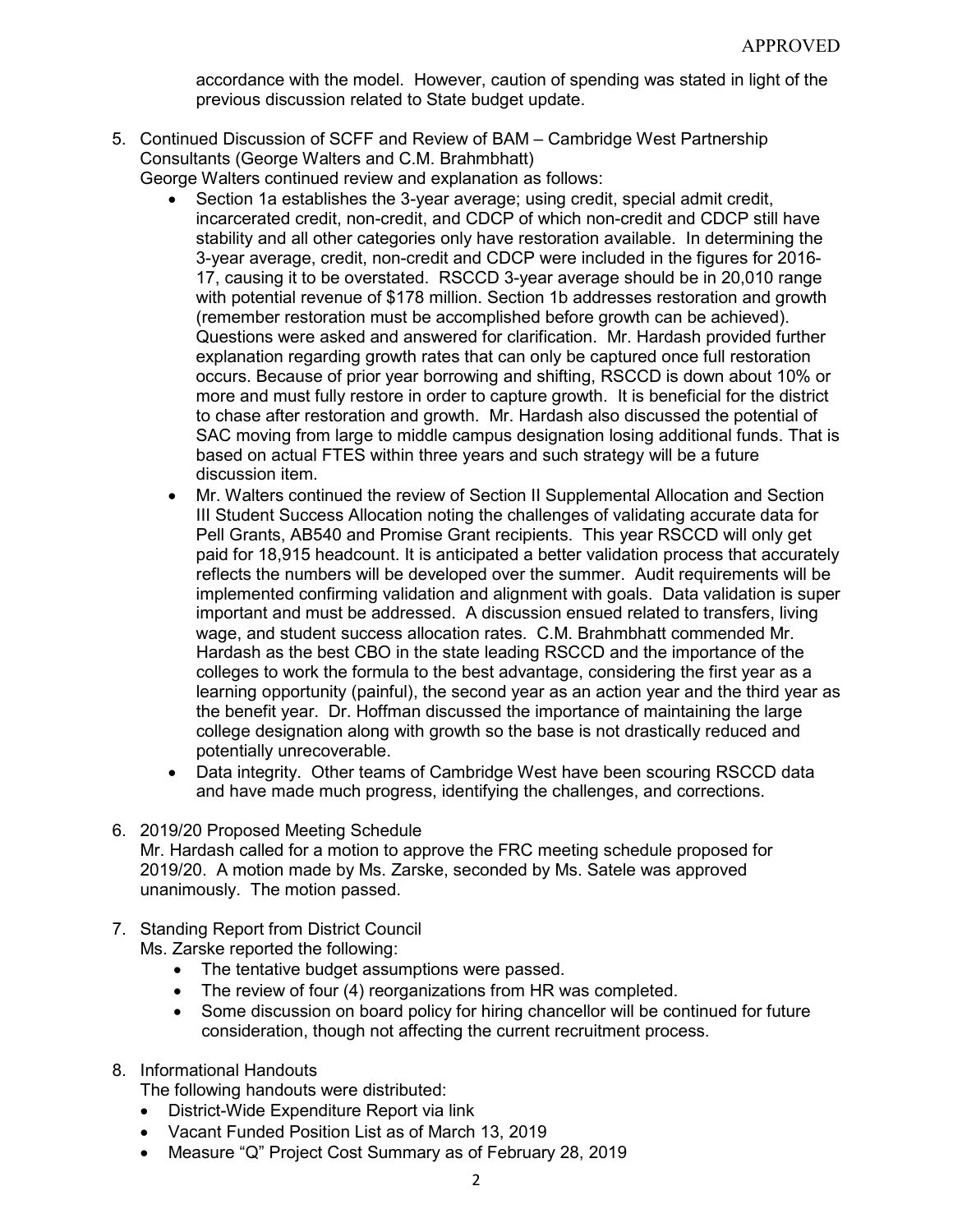APPROVED

accordance with the model. However, caution of spending was stated in light of the previous discussion related to State budget update.

5. Continued Discussion of SCFF and Review of BAM – Cambridge West Partnership Consultants (George Walters and C.M. Brahmbhatt)
   George Walters continued review and explanation as follows:
   - Section 1a establishes the 3-year average; using credit, special admit credit, incarcerated credit, non-credit, and CDCP of which non-credit and CDCP still have stability and all other categories only have restoration available. In determining the 3-year average, credit, non-credit and CDCP were included in the figures for 2016-17, causing it to be overstated. RSCCD 3-year average should be in 20,010 range with potential revenue of $178 million. Section 1b addresses restoration and growth (remember restoration must be accomplished before growth can be achieved). Questions were asked and answered for clarification. Mr. Hardash provided further explanation regarding growth rates that can only be captured once full restoration occurs. Because of prior year borrowing and shifting, RSCCD is down about 10% or more and must fully restore in order to capture growth. It is beneficial for the district to chase after restoration and growth. Mr. Hardash also discussed the potential of SAC moving from large to middle campus designation losing additional funds. That is based on actual FTES within three years and such strategy will be a future discussion item.
   - Mr. Walters continued the review of Section II Supplemental Allocation and Section III Student Success Allocation noting the challenges of validating accurate data for Pell Grants, AB540 and Promise Grant recipients. This year RSCCD will only get paid for 18,915 headcount. It is anticipated a better validation process that accurately reflects the numbers will be developed over the summer. Audit requirements will be implemented confirming validation and alignment with goals. Data validation is super important and must be addressed. A discussion ensued related to transfers, living wage, and student success allocation rates. C.M. Brahmbhatt commended Mr. Hardash as the best CBO in the state leading RSCCD and the importance of the colleges to work the formula to the best advantage, considering the first year as a learning opportunity (painful), the second year as an action year and the third year as the benefit year. Dr. Hoffman discussed the importance of maintaining the large college designation along with growth so the base is not drastically reduced and potentially unrecoverable.
   - Data integrity. Other teams of Cambridge West have been scouring RSCCD data and have made much progress, identifying the challenges, and corrections.

6. 2019/20 Proposed Meeting Schedule
   Mr. Hardash called for a motion to approve the FRC meeting schedule proposed for 2019/20. A motion made by Ms. Zarske, seconded by Ms. Satele was approved unanimously. The motion passed.

7. Standing Report from District Council
   Ms. Zarske reported the following:
   - The tentative budget assumptions were passed.
   - The review of four (4) reorganizations from HR was completed.
   - Some discussion on board policy for hiring chancellor will be continued for future consideration, though not affecting the current recruitment process.

8. Informational Handouts
   The following handouts were distributed:
   - District-Wide Expenditure Report via link
   - Vacant Funded Position List as of March 13, 2019
   - Measure "Q" Project Cost Summary as of February 28, 2019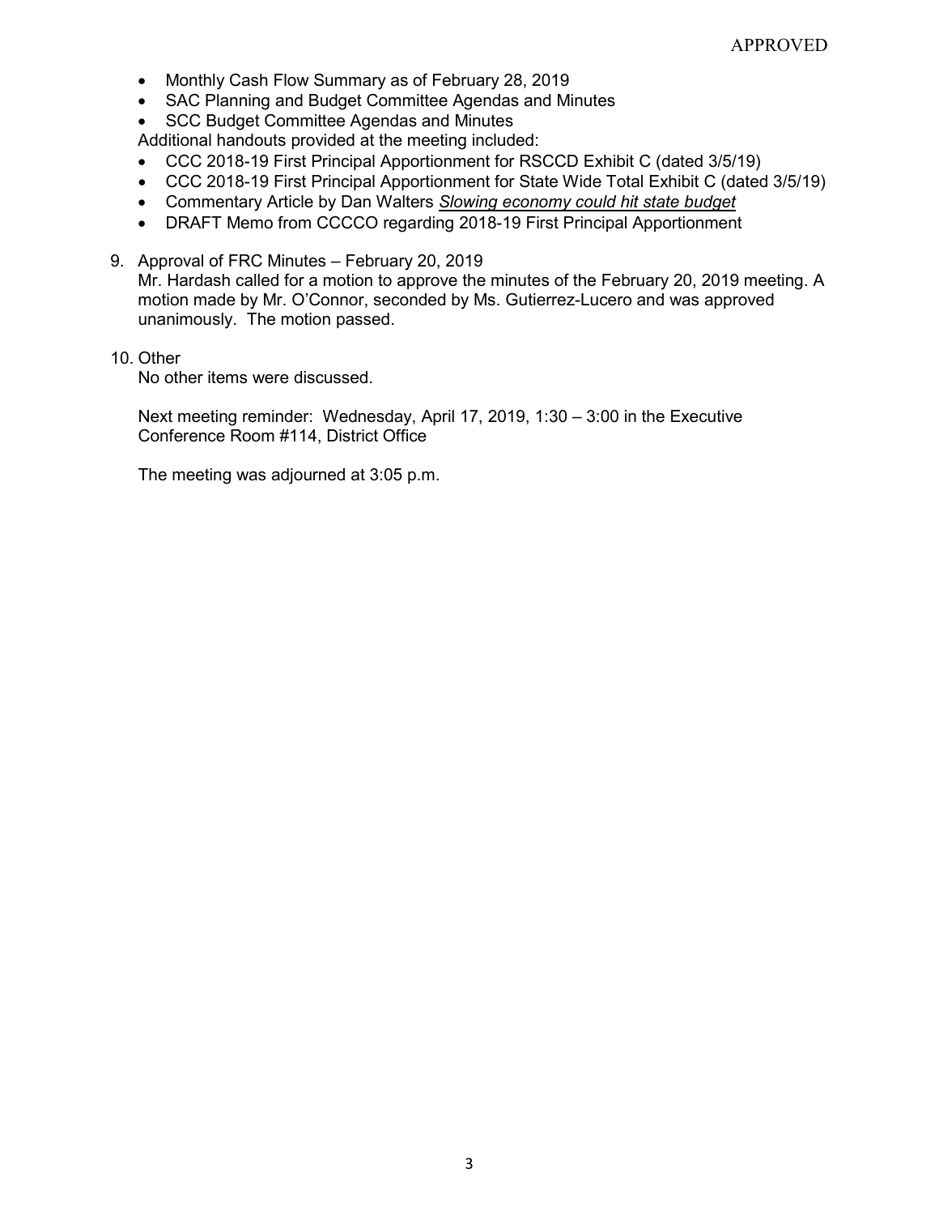APPROVED

- Monthly Cash Flow Summary as of February 28, 2019
- SAC Planning and Budget Committee Agendas and Minutes
- SCC Budget Committee Agendas and Minutes

Additional handouts provided at the meeting included:

- CCC 2018-19 First Principal Apportionment for RSCCD Exhibit C (dated 3/5/19)
- CCC 2018-19 First Principal Apportionment for State Wide Total Exhibit C (dated 3/5/19)
- Commentary Article by Dan Walters *Slowing economy could hit state budget*
- DRAFT Memo from CCCCO regarding 2018-19 First Principal Apportionment

9. Approval of FRC Minutes – February 20, 2019

   Mr. Hardash called for a motion to approve the minutes of the February 20, 2019 meeting. A motion made by Mr. O'Connor, seconded by Ms. Gutierrez-Lucero and was approved unanimously. The motion passed.

10. Other

    No other items were discussed.

    Next meeting reminder: Wednesday, April 17, 2019, 1:30 – 3:00 in the Executive Conference Room #114, District Office

    The meeting was adjourned at 3:05 p.m.